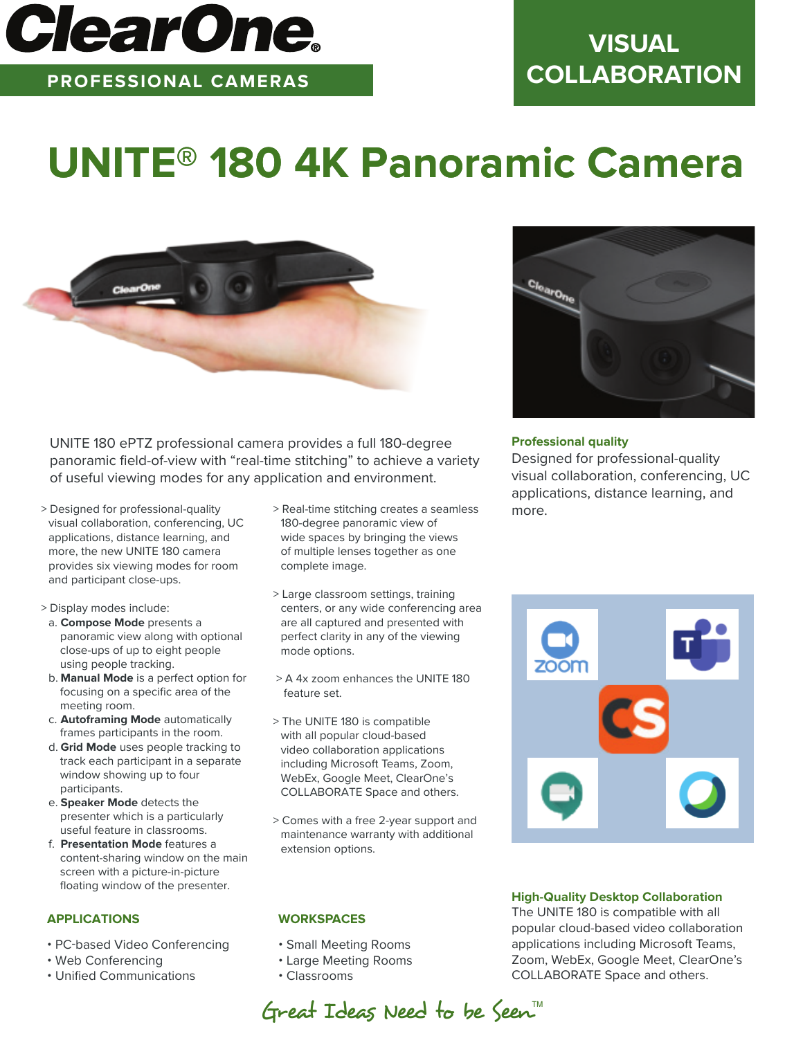ClearOne®

PROFESSIONAL CAMERAS

VISUAL COLLABORATION

# UNITE® 180 4K Panoramic Camera

UNITE 180 ePTZ professional camera provides a full 180-degree panoramic field-of-view with “real-time stitching” to achieve a variety of useful viewing modes for any application and environment.

> Designed for professional-quality visual collaboration, conferencing, UC applications, distance learning, and more, the new UNITE 180 camera provides six viewing modes for room and participant close-ups.

> Display modes include:

a. **Compose Mode** presents a panoramic view along with optional close-ups of up to eight people using people tracking.

b. **Manual Mode** is a perfect option for focusing on a specific area of the meeting room.

c. **Autoframing Mode** automatically frames participants in the room.

d. **Grid Mode** uses people tracking to track each participant in a separate window showing up to four participants.

e. **Speaker Mode** detects the presenter which is a particularly useful feature in classrooms.

f. **Presentation Mode** features a content-sharing window on the main screen with a picture-in-picture floating window of the presenter.

> Real-time stitching creates a seamless 180-degree panoramic view of wide spaces by bringing the views of multiple lenses together as one complete image.

> Large classroom settings, training centers, or any wide conferencing area are all captured and presented with perfect clarity in any of the viewing mode options.

> A 4x zoom enhances the UNITE 180 feature set.

> The UNITE 180 is compatible with all popular cloud-based video collaboration applications including Microsoft Teams, Zoom, WebEx, Google Meet, ClearOne’s COLLABORATE Space and others.

> Comes with a free 2-year support and maintenance warranty with additional extension options.

## APPLICATIONS

- PC-based Video Conferencing
- Web Conferencing
- Unified Communications

## WORKSPACES

- Small Meeting Rooms
- Large Meeting Rooms
- Classrooms

**Professional quality**

Designed for professional-quality visual collaboration, conferencing, UC applications, distance learning, and more.

**High-Quality Desktop Collaboration**

The UNITE 180 is compatible with all popular cloud-based video collaboration applications including Microsoft Teams, Zoom, WebEx, Google Meet, ClearOne’s COLLABORATE Space and others.

Great Ideas Need to be Seen™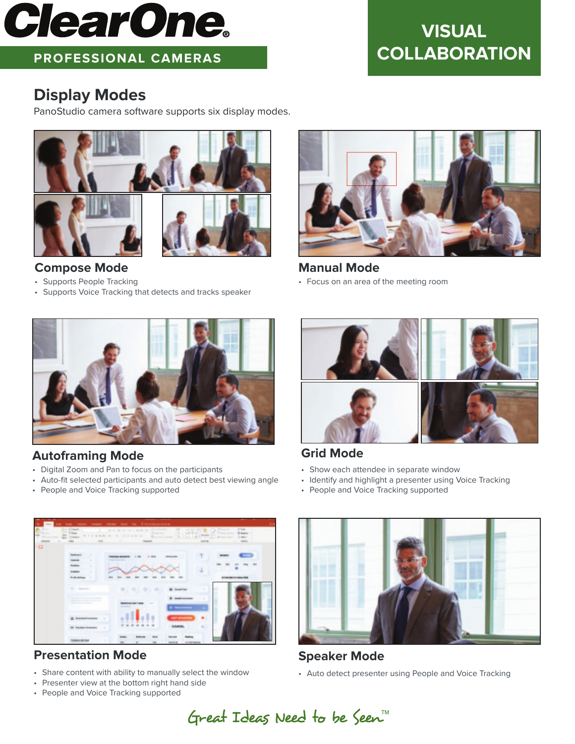# ClearOne

**PROFESSIONAL CAMERAS**

**VISUAL COLLABORATION**

## Display Modes

PanoStudio camera software supports six display modes.

### Compose Mode

- Supports People Tracking
- Supports Voice Tracking that detects and tracks speaker

### Manual Mode

- Focus on an area of the meeting room

### Autoframing Mode

- Digital Zoom and Pan to focus on the participants
- Auto-fit selected participants and auto detect best viewing angle
- People and Voice Tracking supported

### Grid Mode

- Show each attendee in separate window
- Identify and highlight a presenter using Voice Tracking
- People and Voice Tracking supported

### Presentation Mode

- Share content with ability to manually select the window
- Presenter view at the bottom right hand side
- People and Voice Tracking supported

### Speaker Mode

- Auto detect presenter using People and Voice Tracking

*Great Ideas Need to be Seen™*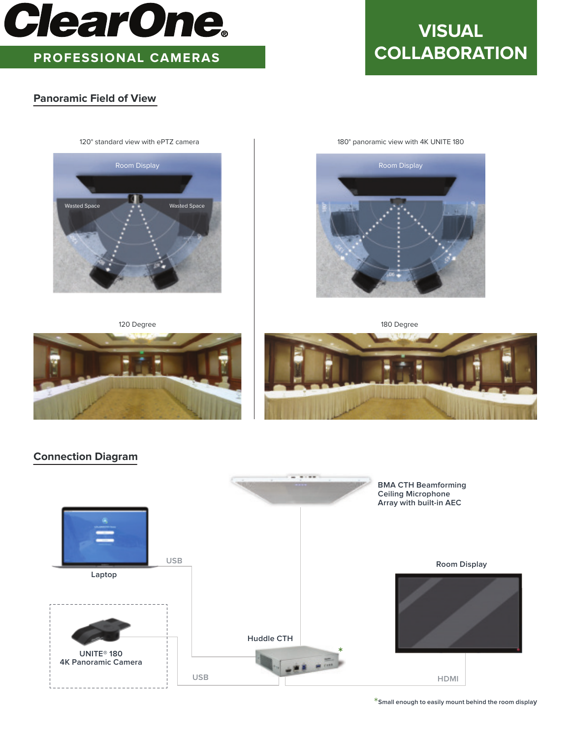# ClearOne®

## PROFESSIONAL CAMERAS

## VISUAL COLLABORATION

### Panoramic Field of View

120° standard view with ePTZ camera

Room Display

Wasted Space

Wasted Space

180° panoramic view with 4K UNITE 180

Room Display

120 Degree

180 Degree

### Connection Diagram

BMA CTH Beamforming Ceiling Microphone Array with built-in AEC

Laptop

USB

Room Display

UNITE® 180
4K Panoramic Camera

Huddle CTH *

USB

HDMI

*Small enough to easily mount behind the room display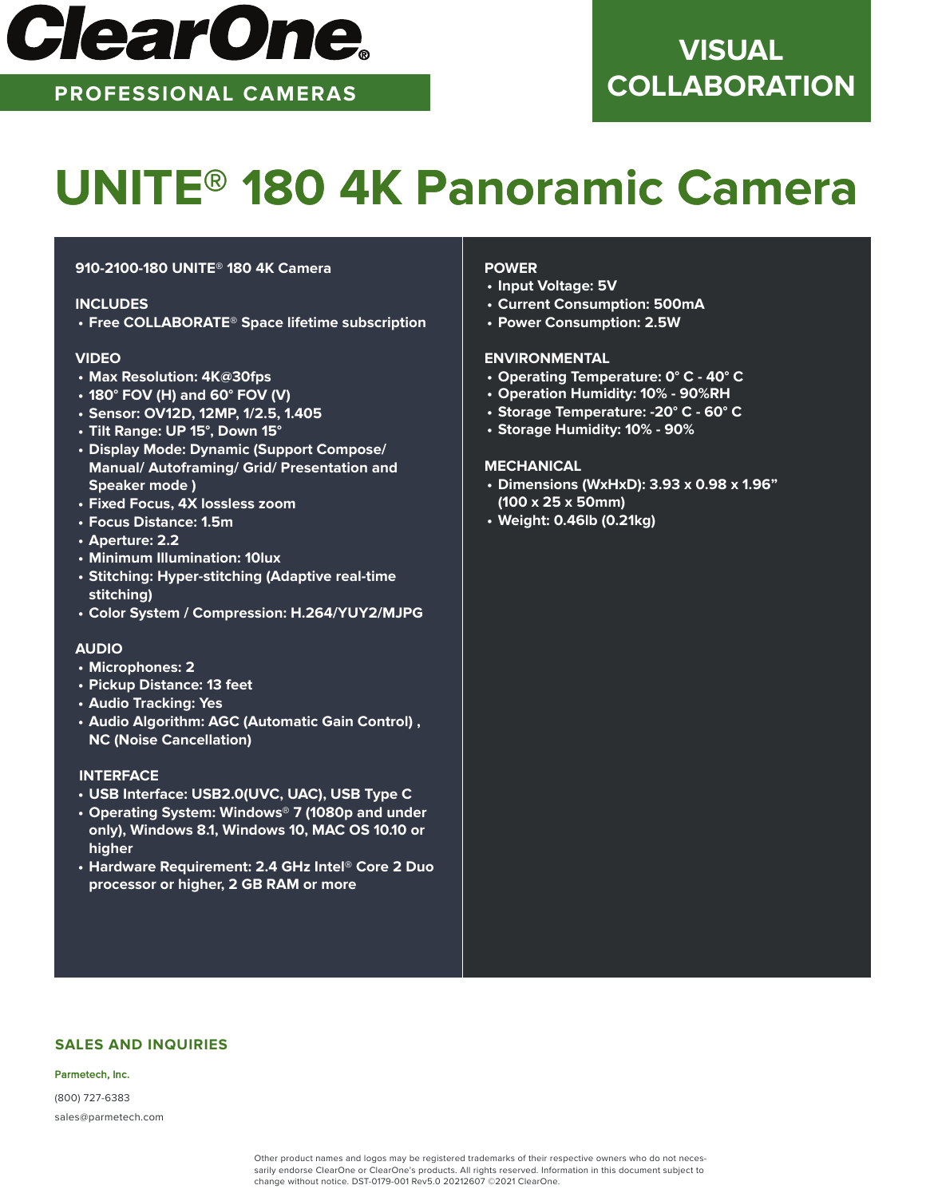ClearOne®

PROFESSIONAL CAMERAS

VISUAL COLLABORATION

# UNITE® 180 4K Panoramic Camera

**910-2100-180 UNITE® 180 4K Camera**

### INCLUDES

- Free COLLABORATE® Space lifetime subscription

### VIDEO

- Max Resolution: 4K@30fps
- 180° FOV (H) and 60° FOV (V)
- Sensor: OV12D, 12MP, 1/2.5, 1.405
- Tilt Range: UP 15°, Down 15°
- Display Mode: Dynamic (Support Compose/ Manual/ Autoframing/ Grid/ Presentation and Speaker mode )
- Fixed Focus, 4X lossless zoom
- Focus Distance: 1.5m
- Aperture: 2.2
- Minimum Illumination: 10lux
- Stitching: Hyper-stitching (Adaptive real-time stitching)
- Color System / Compression: H.264/YUY2/MJPG

### AUDIO

- Microphones: 2
- Pickup Distance: 13 feet
- Audio Tracking: Yes
- Audio Algorithm: AGC (Automatic Gain Control) , NC (Noise Cancellation)

### INTERFACE

- USB Interface: USB2.0(UVC, UAC), USB Type C
- Operating System: Windows® 7 (1080p and under only), Windows 8.1, Windows 10, MAC OS 10.10 or higher
- Hardware Requirement: 2.4 GHz Intel® Core 2 Duo processor or higher, 2 GB RAM or more

### POWER

- Input Voltage: 5V
- Current Consumption: 500mA
- Power Consumption: 2.5W

### ENVIRONMENTAL

- Operating Temperature: 0° C - 40° C
- Operation Humidity: 10% - 90%RH
- Storage Temperature: -20° C - 60° C
- Storage Humidity: 10% - 90%

### MECHANICAL

- Dimensions (WxHxD): 3.93 x 0.98 x 1.96” (100 x 25 x 50mm)
- Weight: 0.46lb (0.21kg)

## SALES AND INQUIRIES

**Parmetech, Inc.**

(800) 727-6383

sales@parmetech.com

Other product names and logos may be registered trademarks of their respective owners who do not necessarily endorse ClearOne or ClearOne's products. All rights reserved. Information in this document subject to change without notice. DST-0179-001 Rev5.0 20212607 ©2021 ClearOne.